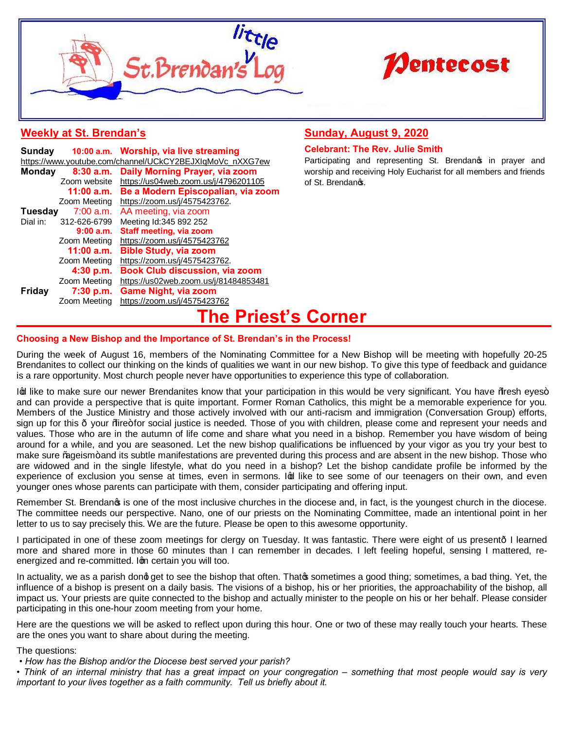# little St. Brendan's Log

# Pentecost

## Weekly at St. Brendan's

| | | |
|---|---|---|
| **Sunday** | **10:00 a.m.** | **Worship, via live streaming** |
| https://www.youtube.com/channel/UCkCY2BEJXIqMoVc_nXXG7ew | | |
| **Monday** | **8:30 a.m.** | **Daily Morning Prayer, via zoom** |
| | Zoom website | https://us04web.zoom.us/j/4796201105 |
| | **11:00 a.m.** | **Be a Modern Episcopalian, via zoom** |
| | Zoom Meeting | https://zoom.us/j/4575423762. |
| **Tuesday** | 7:00 a.m. | AA meeting, via zoom |
| Dial in: | 312-626-6799 | Meeting Id:345 892 252 |
| | **9:00 a.m.** | **Staff meeting, via zoom** |
| | Zoom Meeting | https://zoom.us/j/4575423762 |
| | **11:00 a.m.** | **Bible Study, via zoom** |
| | Zoom Meeting | https://zoom.us/j/4575423762. |
| | **4:30 p.m.** | **Book Club discussion, via zoom** |
| | Zoom Meeting | https://us02web.zoom.us/j/81484853481 |
| **Friday** | **7:30 p.m.** | **Game Night, via zoom** |
| | Zoom Meeting | https://zoom.us/j/4575423762 |

## Sunday, August 9, 2020

**Celebrant: The Rev. Julie Smith**

Participating and representing St. Brendan's in prayer and worship and receiving Holy Eucharist for all members and friends of St. Brendan's.

# The Priest's Corner

**Choosing a New Bishop and the Importance of St. Brendan's in the Process!**

During the week of August 16, members of the Nominating Committee for a New Bishop will be meeting with hopefully 20-25 Brendanites to collect our thinking on the kinds of qualities we want in our new bishop. To give this type of feedback and guidance is a rare opportunity. Most church people never have opportunities to experience this type of collaboration.

I'd like to make sure our newer Brendanites know that your participation in this would be very significant. You have "fresh eyes" and can provide a perspective that is quite important. Former Roman Catholics, this might be a memorable experience for you. Members of the Justice Ministry and those actively involved with our anti-racism and immigration (Conversation Group) efforts, sign up for this – your "fire" for social justice is needed. Those of you with children, please come and represent your needs and values. Those who are in the autumn of life come and share what you need in a bishop. Remember you have wisdom of being around for a while, and you are seasoned. Let the new bishop qualifications be influenced by your vigor as you try your best to make sure "ageism" and its subtle manifestations are prevented during this process and are absent in the new bishop. Those who are widowed and in the single lifestyle, what do you need in a bishop? Let the bishop candidate profile be informed by the experience of exclusion you sense at times, even in sermons. I'd like to see some of our teenagers on their own, and even younger ones whose parents can participate with them, consider participating and offering input.

Remember St. Brendan's is one of the most inclusive churches in the diocese and, in fact, is the youngest church in the diocese. The committee needs our perspective. Nano, one of our priests on the Nominating Committee, made an intentional point in her letter to us to say precisely this. We are the future. Please be open to this awesome opportunity.

I participated in one of these zoom meetings for clergy on Tuesday. It was fantastic. There were eight of us present– I learned more and shared more in those 60 minutes than I can remember in decades. I left feeling hopeful, sensing I mattered, re-energized and re-committed. I'm certain you will too.

In actuality, we as a parish don't get to see the bishop that often. That's sometimes a good thing; sometimes, a bad thing. Yet, the influence of a bishop is present on a daily basis. The visions of a bishop, his or her priorities, the approachability of the bishop, all impact us. Your priests are quite connected to the bishop and actually minister to the people on his or her behalf. Please consider participating in this one-hour zoom meeting from your home.

Here are the questions we will be asked to reflect upon during this hour. One or two of these may really touch your hearts. These are the ones you want to share about during the meeting.

The questions:

- *How has the Bishop and/or the Diocese best served your parish?*
- *Think of an internal ministry that has a great impact on your congregation – something that most people would say is very important to your lives together as a faith community. Tell us briefly about it.*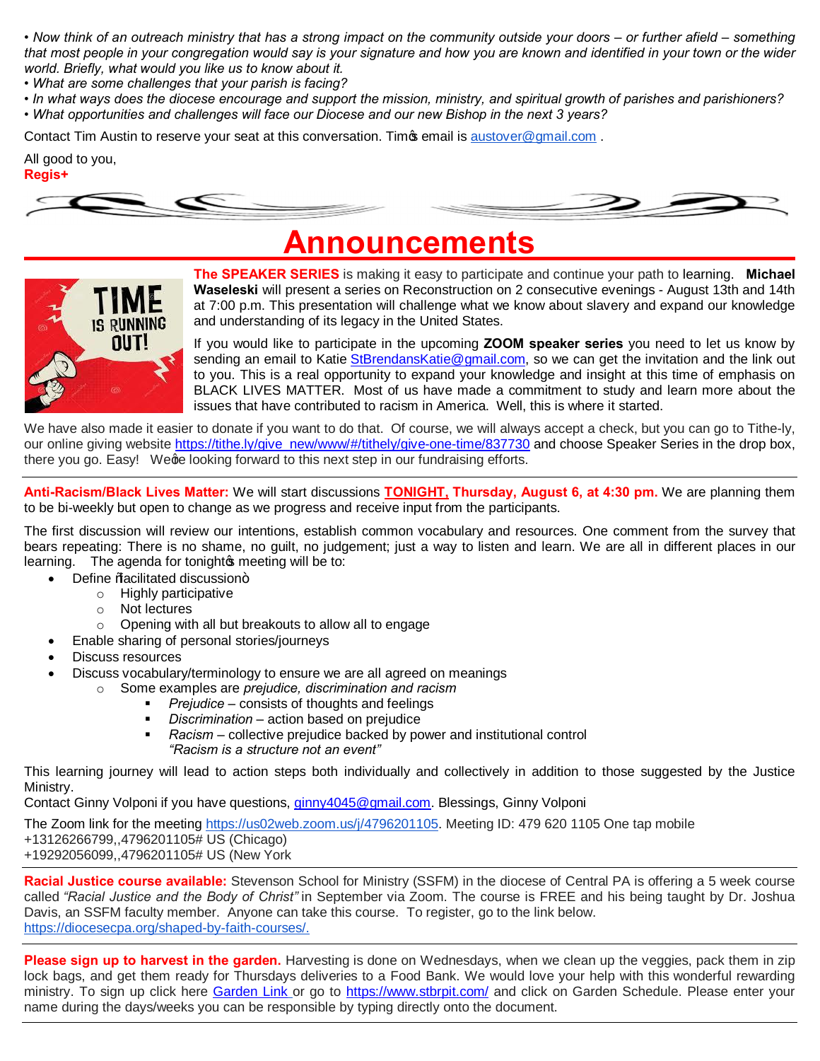• *Now think of an outreach ministry that has a strong impact on the community outside your doors – or further afield – something that most people in your congregation would say is your signature and how you are known and identified in your town or the wider world. Briefly, what would you like us to know about it.*
• *What are some challenges that your parish is facing?*
• *In what ways does the diocese encourage and support the mission, ministry, and spiritual growth of parishes and parishioners?*
• *What opportunities and challenges will face our Diocese and our new Bishop in the next 3 years?*

Contact Tim Austin to reserve your seat at this conversation. Tim's email is austover@gmail.com .

All good to you,
**Regis+**

# Announcements

**The SPEAKER SERIES** is making it easy to participate and continue your path to learning. **Michael Waseleski** will present a series on Reconstruction on 2 consecutive evenings - August 13th and 14th at 7:00 p.m. This presentation will challenge what we know about slavery and expand our knowledge and understanding of its legacy in the United States.

If you would like to participate in the upcoming **ZOOM speaker series** you need to let us know by sending an email to Katie StBrendansKatie@gmail.com, so we can get the invitation and the link out to you. This is a real opportunity to expand your knowledge and insight at this time of emphasis on BLACK LIVES MATTER. Most of us have made a commitment to study and learn more about the issues that have contributed to racism in America. Well, this is where it started.

We have also made it easier to donate if you want to do that. Of course, we will always accept a check, but you can go to Tithe-ly, our online giving website https://tithe.ly/give_new/www/#/tithely/give-one-time/837730 and choose Speaker Series in the drop box, there you go. Easy! We're looking forward to this next step in our fundraising efforts.

---

**Anti-Racism/Black Lives Matter:** We will start discussions **TONIGHT, Thursday, August 6, at 4:30 pm.** We are planning them to be bi-weekly but open to change as we progress and receive input from the participants.

The first discussion will review our intentions, establish common vocabulary and resources. One comment from the survey that bears repeating: There is no shame, no guilt, no judgement; just a way to listen and learn. We are all in different places in our learning. The agenda for tonight's meeting will be to:

- Define "facilitated discussion"
  - Highly participative
  - Not lectures
  - Opening with all but breakouts to allow all to engage
- Enable sharing of personal stories/journeys
- Discuss resources
- Discuss vocabulary/terminology to ensure we are all agreed on meanings
  - Some examples are *prejudice, discrimination and racism*
    - *Prejudice* – consists of thoughts and feelings
    - *Discrimination* – action based on prejudice
    - *Racism* – collective prejudice backed by power and institutional control
      *"Racism is a structure not an event"*

This learning journey will lead to action steps both individually and collectively in addition to those suggested by the Justice Ministry.
Contact Ginny Volponi if you have questions, ginny4045@gmail.com. Blessings, Ginny Volponi

The Zoom link for the meeting https://us02web.zoom.us/j/4796201105. Meeting ID: 479 620 1105 One tap mobile
+13126266799,,4796201105# US (Chicago)
+19292056099,,4796201105# US (New York

---

**Racial Justice course available:** Stevenson School for Ministry (SSFM) in the diocese of Central PA is offering a 5 week course called *"Racial Justice and the Body of Christ"* in September via Zoom. The course is FREE and his being taught by Dr. Joshua Davis, an SSFM faculty member. Anyone can take this course. To register, go to the link below.
https://diocesecpa.org/shaped-by-faith-courses/.

---

**Please sign up to harvest in the garden.** Harvesting is done on Wednesdays, when we clean up the veggies, pack them in zip lock bags, and get them ready for Thursdays deliveries to a Food Bank. We would love your help with this wonderful rewarding ministry. To sign up click here Garden Link or go to https://www.stbrpit.com/ and click on Garden Schedule. Please enter your name during the days/weeks you can be responsible by typing directly onto the document.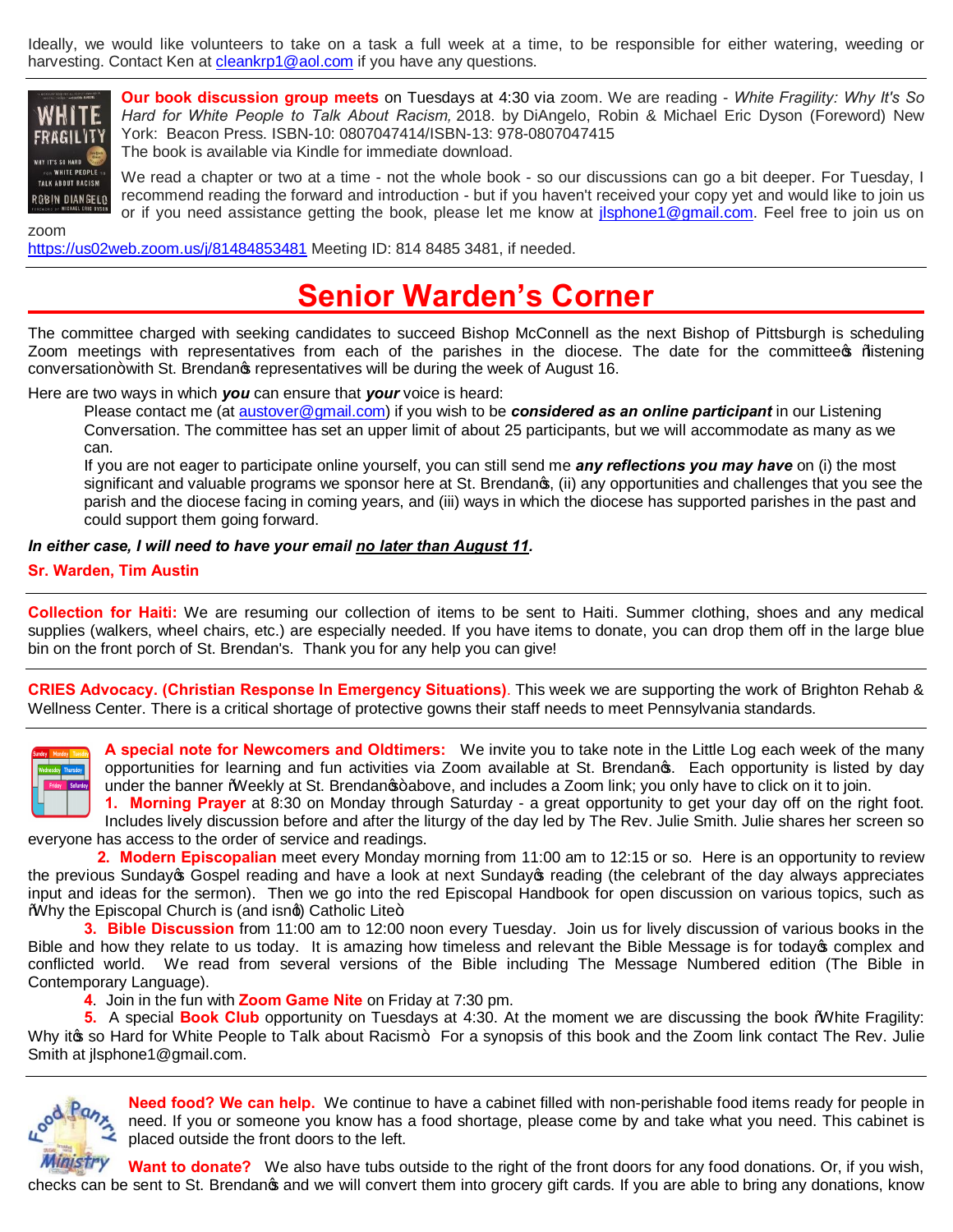Ideally, we would like volunteers to take on a task a full week at a time, to be responsible for either watering, weeding or harvesting. Contact Ken at cleankrp1@aol.com if you have any questions.

**Our book discussion group meets** on Tuesdays at 4:30 via zoom. We are reading - *White Fragility: Why It's So Hard for White People to Talk About Racism,* 2018. by DiAngelo, Robin & Michael Eric Dyson (Foreword) New York: Beacon Press. ISBN-10: 0807047414/ISBN-13: 978-0807047415

The book is available via Kindle for immediate download.

We read a chapter or two at a time - not the whole book - so our discussions can go a bit deeper. For Tuesday, I recommend reading the forward and introduction - but if you haven't received your copy yet and would like to join us or if you need assistance getting the book, please let me know at jlsphone1@gmail.com. Feel free to join us on zoom https://us02web.zoom.us/j/81484853481 Meeting ID: 814 8485 3481, if needed.

# Senior Warden's Corner

The committee charged with seeking candidates to succeed Bishop McConnell as the next Bishop of Pittsburgh is scheduling Zoom meetings with representatives from each of the parishes in the diocese. The date for the committee's "listening conversation" with St. Brendan's representatives will be during the week of August 16.

Here are two ways in which ***you*** can ensure that ***your*** voice is heard:

Please contact me (at austover@gmail.com) if you wish to be ***considered as an online participant*** in our Listening Conversation. The committee has set an upper limit of about 25 participants, but we will accommodate as many as we can.

If you are not eager to participate online yourself, you can still send me ***any reflections you may have*** on (i) the most significant and valuable programs we sponsor here at St. Brendan's, (ii) any opportunities and challenges that you see the parish and the diocese facing in coming years, and (iii) ways in which the diocese has supported parishes in the past and could support them going forward.

***In either case, I will need to have your email <u>no later than August 11</u>.***

**Sr. Warden, Tim Austin**

---

**Collection for Haiti:** We are resuming our collection of items to be sent to Haiti. Summer clothing, shoes and any medical supplies (walkers, wheel chairs, etc.) are especially needed. If you have items to donate, you can drop them off in the large blue bin on the front porch of St. Brendan's. Thank you for any help you can give!

---

**CRIES Advocacy. (Christian Response In Emergency Situations)**. This week we are supporting the work of Brighton Rehab & Wellness Center. There is a critical shortage of protective gowns their staff needs to meet Pennsylvania standards.

---

**A special note for Newcomers and Oldtimers:** We invite you to take note in the Little Log each week of the many opportunities for learning and fun activities via Zoom available at St. Brendan's. Each opportunity is listed by day under the banner "Weekly at St. Brendan's" above, and includes a Zoom link; you only have to click on it to join.

**1. Morning Prayer** at 8:30 on Monday through Saturday - a great opportunity to get your day off on the right foot. Includes lively discussion before and after the liturgy of the day led by The Rev. Julie Smith. Julie shares her screen so everyone has access to the order of service and readings.

**2. Modern Episcopalian** meet every Monday morning from 11:00 am to 12:15 or so. Here is an opportunity to review the previous Sunday's Gospel reading and have a look at next Sunday's reading (the celebrant of the day always appreciates input and ideas for the sermon). Then we go into the red Episcopal Handbook for open discussion on various topics, such as "Why the Episcopal Church is (and isn't) Catholic Lite"

**3. Bible Discussion** from 11:00 am to 12:00 noon every Tuesday. Join us for lively discussion of various books in the Bible and how they relate to us today. It is amazing how timeless and relevant the Bible Message is for today's complex and conflicted world. We read from several versions of the Bible including The Message Numbered edition (The Bible in Contemporary Language).

**4**. Join in the fun with **Zoom Game Nite** on Friday at 7:30 pm.

**5.** A special **Book Club** opportunity on Tuesdays at 4:30. At the moment we are discussing the book "White Fragility: Why it's so Hard for White People to Talk about Racism" For a synopsis of this book and the Zoom link contact The Rev. Julie Smith at jlsphone1@gmail.com.

---

**Need food? We can help.** We continue to have a cabinet filled with non-perishable food items ready for people in need. If you or someone you know has a food shortage, please come by and take what you need. This cabinet is placed outside the front doors to the left.

**Want to donate?** We also have tubs outside to the right of the front doors for any food donations. Or, if you wish, checks can be sent to St. Brendan's and we will convert them into grocery gift cards. If you are able to bring any donations, know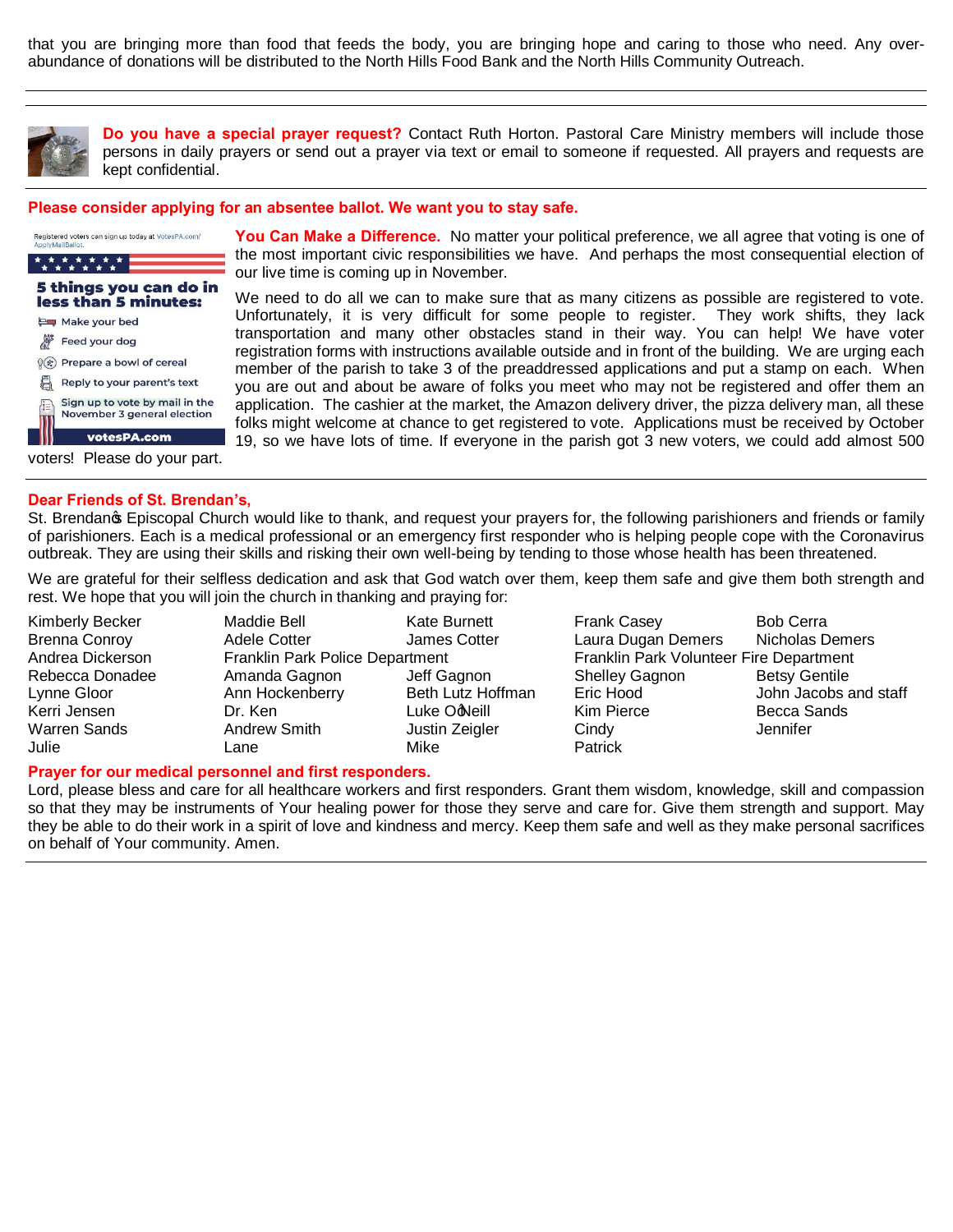that you are bringing more than food that feeds the body, you are bringing hope and caring to those who need. Any over-abundance of donations will be distributed to the North Hills Food Bank and the North Hills Community Outreach.

---

**Do you have a special prayer request?** Contact Ruth Horton. Pastoral Care Ministry members will include those persons in daily prayers or send out a prayer via text or email to someone if requested. All prayers and requests are kept confidential.

---

**Please consider applying for an absentee ballot. We want you to stay safe.**

Registered voters can sign up today at VotesPA.com/ApplyMailBallot.

**5 things you can do in less than 5 minutes:**

- Make your bed
- Feed your dog
- Prepare a bowl of cereal
- Reply to your parent's text
- Sign up to vote by mail in the November 3 general election

**votesPA.com**

**You Can Make a Difference.** No matter your political preference, we all agree that voting is one of the most important civic responsibilities we have. And perhaps the most consequential election of our live time is coming up in November.

We need to do all we can to make sure that as many citizens as possible are registered to vote. Unfortunately, it is very difficult for some people to register. They work shifts, they lack transportation and many other obstacles stand in their way. You can help! We have voter registration forms with instructions available outside and in front of the building. We are urging each member of the parish to take 3 of the preaddressed applications and put a stamp on each. When you are out and about be aware of folks you meet who may not be registered and offer them an application. The cashier at the market, the Amazon delivery driver, the pizza delivery man, all these folks might welcome at chance to get registered to vote. Applications must be received by October 19, so we have lots of time. If everyone in the parish got 3 new voters, we could add almost 500 voters! Please do your part.

---

**Dear Friends of St. Brendan's,**

St. Brendan's Episcopal Church would like to thank, and request your prayers for, the following parishioners and friends or family of parishioners. Each is a medical professional or an emergency first responder who is helping people cope with the Coronavirus outbreak. They are using their skills and risking their own well-being by tending to those whose health has been threatened.

We are grateful for their selfless dedication and ask that God watch over them, keep them safe and give them both strength and rest. We hope that you will join the church in thanking and praying for:

Kimberly Becker, Maddie Bell, Kate Burnett, Frank Casey, Bob Cerra,
Brenna Conroy, Adele Cotter, James Cotter, Laura Dugan Demers, Nicholas Demers,
Andrea Dickerson, Franklin Park Police Department, Franklin Park Volunteer Fire Department,
Rebecca Donadee, Amanda Gagnon, Jeff Gagnon, Shelley Gagnon, Betsy Gentile,
Lynne Gloor, Ann Hockenberry, Beth Lutz Hoffman, Eric Hood, John Jacobs and staff,
Kerri Jensen, Dr. Ken, Luke O'Neill, Kim Pierce, Becca Sands,
Warren Sands, Andrew Smith, Justin Zeigler, Cindy, Jennifer,
Julie, Lane, Mike, Patrick

**Prayer for our medical personnel and first responders.**

Lord, please bless and care for all healthcare workers and first responders. Grant them wisdom, knowledge, skill and compassion so that they may be instruments of Your healing power for those they serve and care for. Give them strength and support. May they be able to do their work in a spirit of love and kindness and mercy. Keep them safe and well as they make personal sacrifices on behalf of Your community. Amen.

---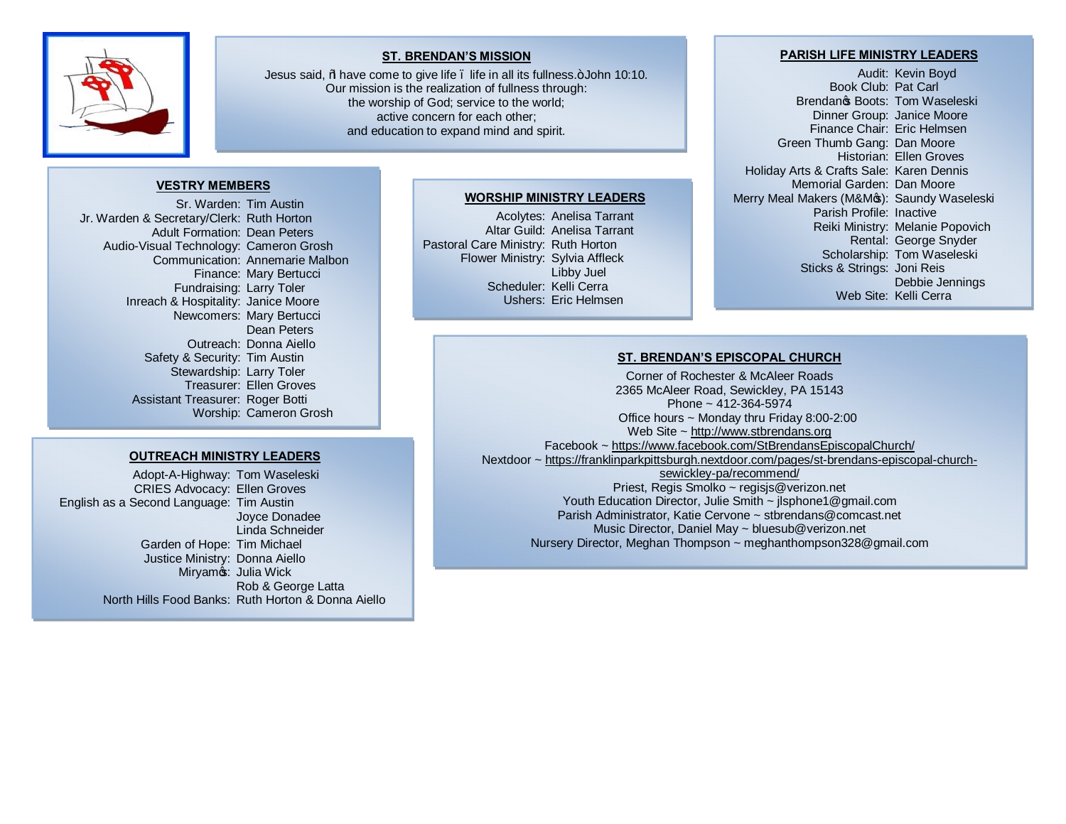## ST. BRENDAN'S MISSION

Jesus said, "I have come to give life – life in all its fullness." John 10:10.
Our mission is the realization of fullness through:
the worship of God; service to the world;
active concern for each other;
and education to expand mind and spirit.

## PARISH LIFE MINISTRY LEADERS

| | |
|---|---|
| Audit: | Kevin Boyd |
| Book Club: | Pat Carl |
| Brendan's Boots: | Tom Waseleski |
| Dinner Group: | Janice Moore |
| Finance Chair: | Eric Helmsen |
| Green Thumb Gang: | Dan Moore |
| Historian: | Ellen Groves |
| Holiday Arts & Crafts Sale: | Karen Dennis |
| Memorial Garden: | Dan Moore |
| Merry Meal Makers (M&M's): | Saundy Waseleski |
| Parish Profile: | Inactive |
| Reiki Ministry: | Melanie Popovich |
| Rental: | George Snyder |
| Scholarship: | Tom Waseleski |
| Sticks & Strings: | Joni Reis |
| | Debbie Jennings |
| Web Site: | Kelli Cerra |

## VESTRY MEMBERS

| | |
|---|---|
| Sr. Warden: | Tim Austin |
| Jr. Warden & Secretary/Clerk: | Ruth Horton |
| Adult Formation: | Dean Peters |
| Audio-Visual Technology: | Cameron Grosh |
| Communication: | Annemarie Malbon |
| Finance: | Mary Bertucci |
| Fundraising: | Larry Toler |
| Inreach & Hospitality: | Janice Moore |
| Newcomers: | Mary Bertucci |
| | Dean Peters |
| Outreach: | Donna Aiello |
| Safety & Security: | Tim Austin |
| Stewardship: | Larry Toler |
| Treasurer: | Ellen Groves |
| Assistant Treasurer: | Roger Botti |
| Worship: | Cameron Grosh |

## WORSHIP MINISTRY LEADERS

| | |
|---|---|
| Acolytes: | Anelisa Tarrant |
| Altar Guild: | Anelisa Tarrant |
| Pastoral Care Ministry: | Ruth Horton |
| Flower Ministry: | Sylvia Affleck |
| | Libby Juel |
| Scheduler: | Kelli Cerra |
| Ushers: | Eric Helmsen |

## ST. BRENDAN'S EPISCOPAL CHURCH

Corner of Rochester & McAleer Roads
2365 McAleer Road, Sewickley, PA 15143
Phone ~ 412-364-5974
Office hours ~ Monday thru Friday 8:00-2:00
Web Site ~ http://www.stbrendans.org
Facebook ~ https://www.facebook.com/StBrendansEpiscopalChurch/
Nextdoor ~ https://franklinparkpittsburgh.nextdoor.com/pages/st-brendans-episcopal-church-sewickley-pa/recommend/
Priest, Regis Smolko ~ regisjs@verizon.net
Youth Education Director, Julie Smith ~ jlsphone1@gmail.com
Parish Administrator, Katie Cervone ~ stbrendans@comcast.net
Music Director, Daniel May ~ bluesub@verizon.net
Nursery Director, Meghan Thompson ~ meghanthompson328@gmail.com

## OUTREACH MINISTRY LEADERS

| | |
|---|---|
| Adopt-A-Highway: | Tom Waseleski |
| CRIES Advocacy: | Ellen Groves |
| English as a Second Language: | Tim Austin |
| | Joyce Donadee |
| | Linda Schneider |
| Garden of Hope: | Tim Michael |
| Justice Ministry: | Donna Aiello |
| Miryam's: | Julia Wick |
| | Rob & George Latta |
| North Hills Food Banks: | Ruth Horton & Donna Aiello |